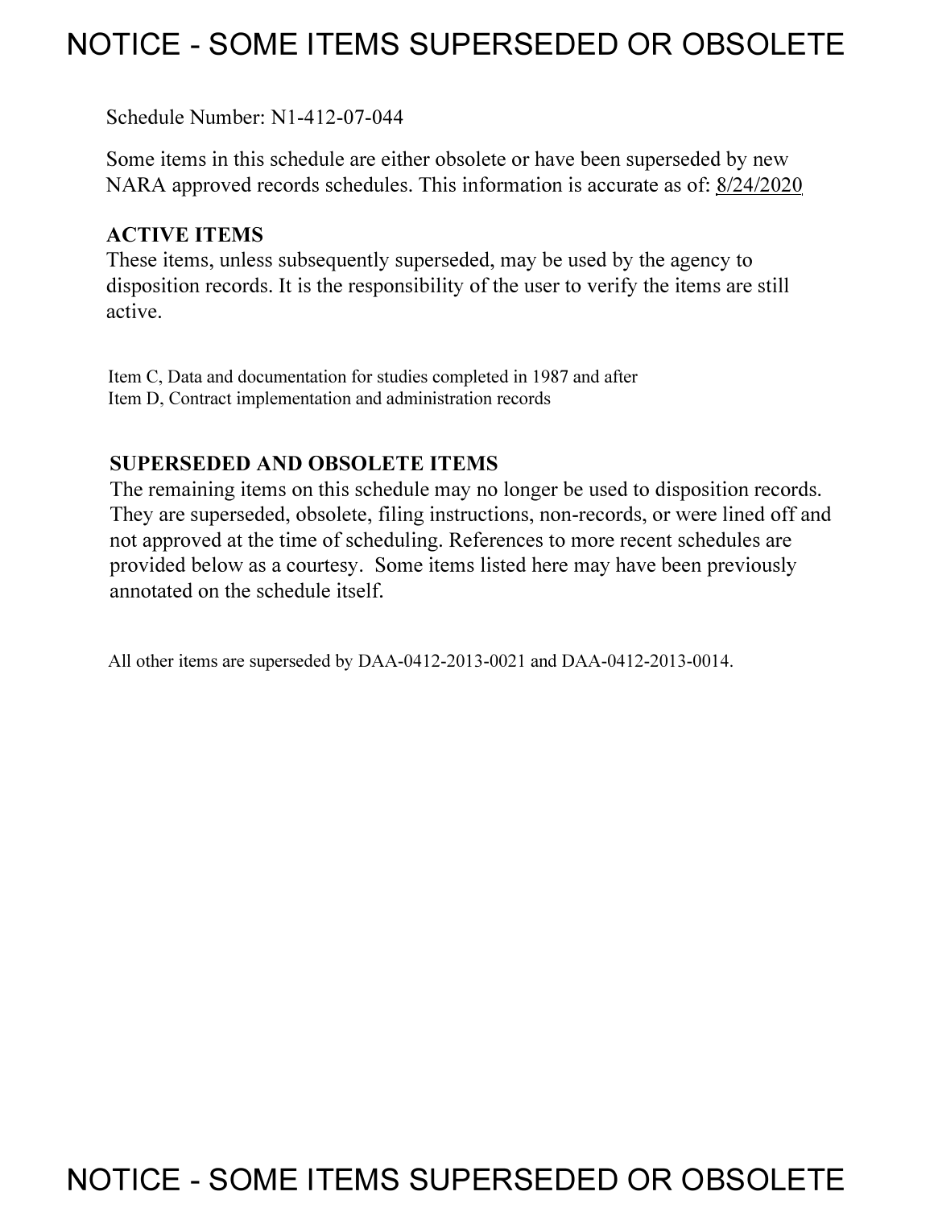# NOTICE - SOME ITEMS SUPERSEDED OR OBSOLETE

Schedule Number: N1-412-07-044

Some items in this schedule are either obsolete or have been superseded by new NARA approved records schedules. This information is accurate as of: 8/24/2020

**ACTIVE ITEMS**

These items, unless subsequently superseded, may be used by the agency to disposition records. It is the responsibility of the user to verify the items are still active.

Item C, Data and documentation for studies completed in 1987 and after
Item D, Contract implementation and administration records

**SUPERSEDED AND OBSOLETE ITEMS**

The remaining items on this schedule may no longer be used to disposition records. They are superseded, obsolete, filing instructions, non-records, or were lined off and not approved at the time of scheduling. References to more recent schedules are provided below as a courtesy. Some items listed here may have been previously annotated on the schedule itself.

All other items are superseded by DAA-0412-2013-0021 and DAA-0412-2013-0014.

# NOTICE - SOME ITEMS SUPERSEDED OR OBSOLETE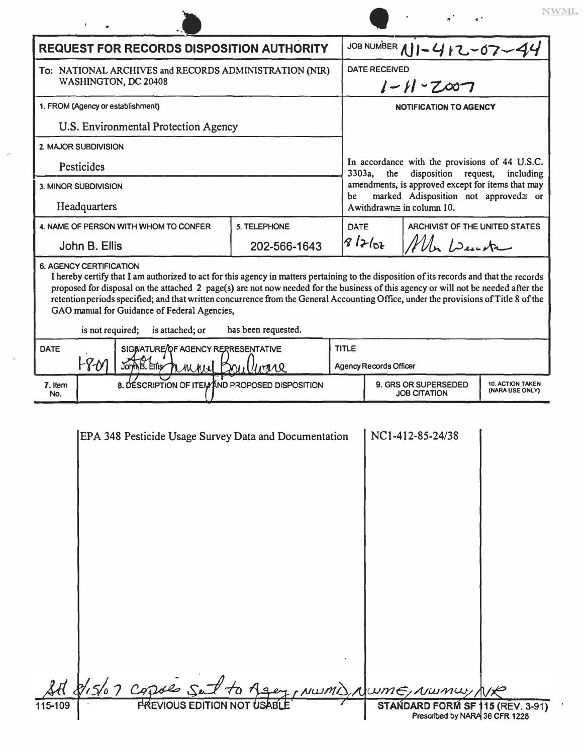NWML

# REQUEST FOR RECORDS DISPOSITION AUTHORITY

**JOB NUMBER** N1-412-07-44

**To:** NATIONAL ARCHIVES and RECORDS ADMINISTRATION (NIR) WASHINGTON, DC 20408

**DATE RECEIVED** 1-11-2007

**1. FROM (Agency or establishment)**
U.S. Environmental Protection Agency

**2. MAJOR SUBDIVISION**
Pesticides

**3. MINOR SUBDIVISION**
Headquarters

**NOTIFICATION TO AGENCY**

In accordance with the provisions of 44 U.S.C. 3303a, the disposition request, including amendments, is approved except for items that may be marked Adisposition not approved≅ or Awithdrawn≅ in column 10.

| 4. NAME OF PERSON WITH WHOM TO CONFER | 5. TELEPHONE | DATE | ARCHIVIST OF THE UNITED STATES |
|---|---|---|---|
| John B. Ellis | 202-566-1643 | 8/7/07 | [signature] |

**6. AGENCY CERTIFICATION**

I hereby certify that I am authorized to act for this agency in matters pertaining to the disposition of its records and that the records proposed for disposal on the attached 2 page(s) are not now needed for the business of this agency or will not be needed after the retention periods specified; and that written concurrence from the General Accounting Office, under the provisions of Title 8 of the GAO manual for Guidance of Federal Agencies,

is not required; is attached; or has been requested.

| DATE | SIGNATURE OF AGENCY REPRESENTATIVE | TITLE |
|---|---|---|
| 1-8-07 | John B. Ellis [signature] | Agency Records Officer |

| 7. Item No. | 8. DESCRIPTION OF ITEM AND PROPOSED DISPOSITION | 9. GRS OR SUPERSEDED JOB CITATION | 10. ACTION TAKEN (NARA USE ONLY) |
|---|---|---|---|
| | EPA 348 Pesticide Usage Survey Data and Documentation | NC1-412-85-24/38 | |

SH 8/15/07 copies sent to Agency, NWMD, NWME, NWMW, NR

115-109 PREVIOUS EDITION NOT USABLE STANDARD FORM SF 115 (REV. 3-91) Prescribed by NARA 36 CFR 1228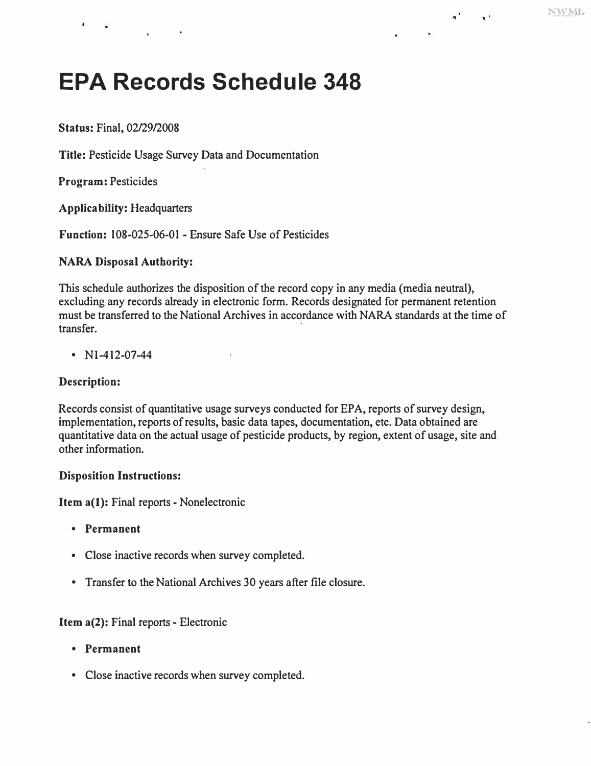# EPA Records Schedule 348

**Status:** Final, 02/29/2008

**Title:** Pesticide Usage Survey Data and Documentation

**Program:** Pesticides

**Applicability:** Headquarters

**Function:** 108-025-06-01 - Ensure Safe Use of Pesticides

**NARA Disposal Authority:**

This schedule authorizes the disposition of the record copy in any media (media neutral), excluding any records already in electronic form. Records designated for permanent retention must be transferred to the National Archives in accordance with NARA standards at the time of transfer.

- N1-412-07-44

**Description:**

Records consist of quantitative usage surveys conducted for EPA, reports of survey design, implementation, reports of results, basic data tapes, documentation, etc. Data obtained are quantitative data on the actual usage of pesticide products, by region, extent of usage, site and other information.

**Disposition Instructions:**

**Item a(1):** Final reports - Nonelectronic

- **Permanent**
- Close inactive records when survey completed.
- Transfer to the National Archives 30 years after file closure.

**Item a(2):** Final reports - Electronic

- **Permanent**
- Close inactive records when survey completed.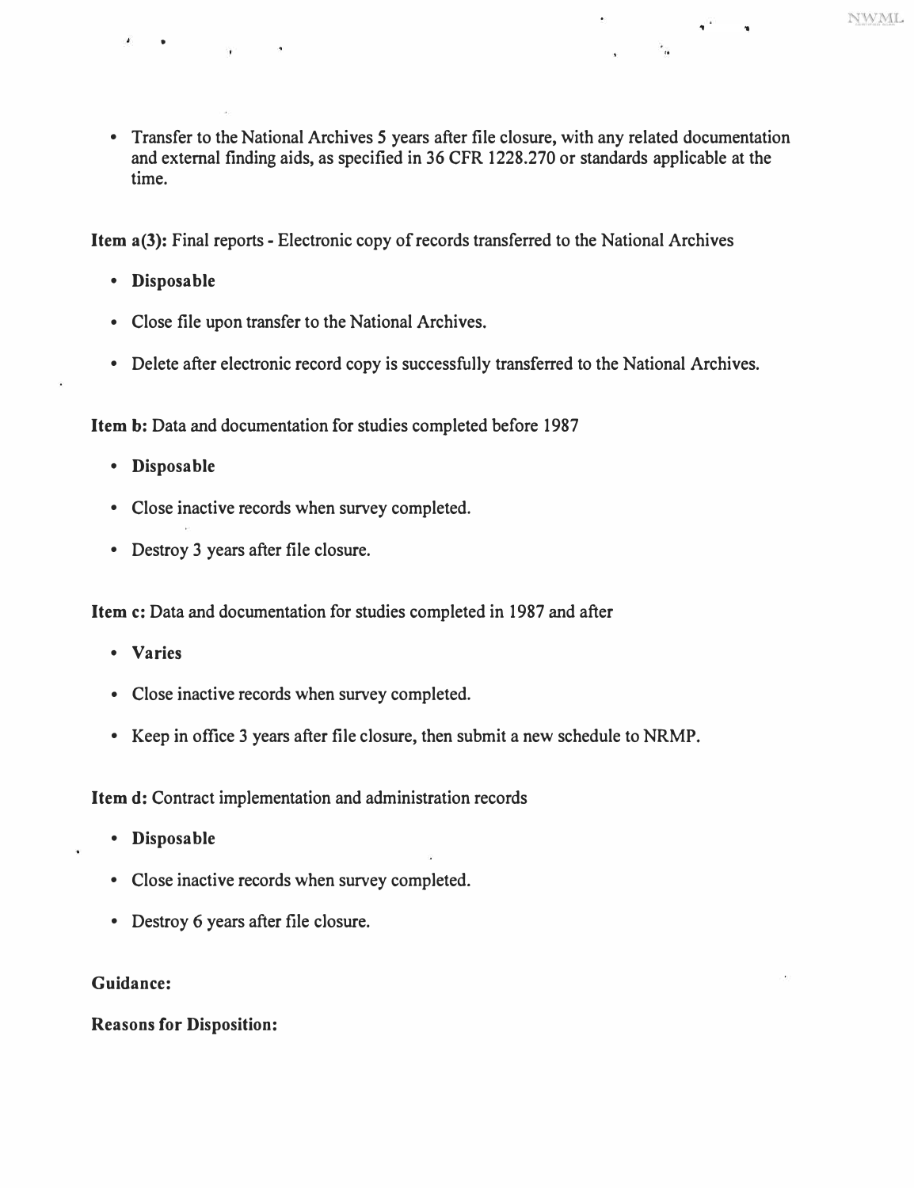- Transfer to the National Archives 5 years after file closure, with any related documentation and external finding aids, as specified in 36 CFR 1228.270 or standards applicable at the time.

**Item a(3):** Final reports - Electronic copy of records transferred to the National Archives

- **Disposable**
- Close file upon transfer to the National Archives.
- Delete after electronic record copy is successfully transferred to the National Archives.

**Item b:** Data and documentation for studies completed before 1987

- **Disposable**
- Close inactive records when survey completed.
- Destroy 3 years after file closure.

**Item c:** Data and documentation for studies completed in 1987 and after

- **Varies**
- Close inactive records when survey completed.
- Keep in office 3 years after file closure, then submit a new schedule to NRMP.

**Item d:** Contract implementation and administration records

- **Disposable**
- Close inactive records when survey completed.
- Destroy 6 years after file closure.

**Guidance:**

**Reasons for Disposition:**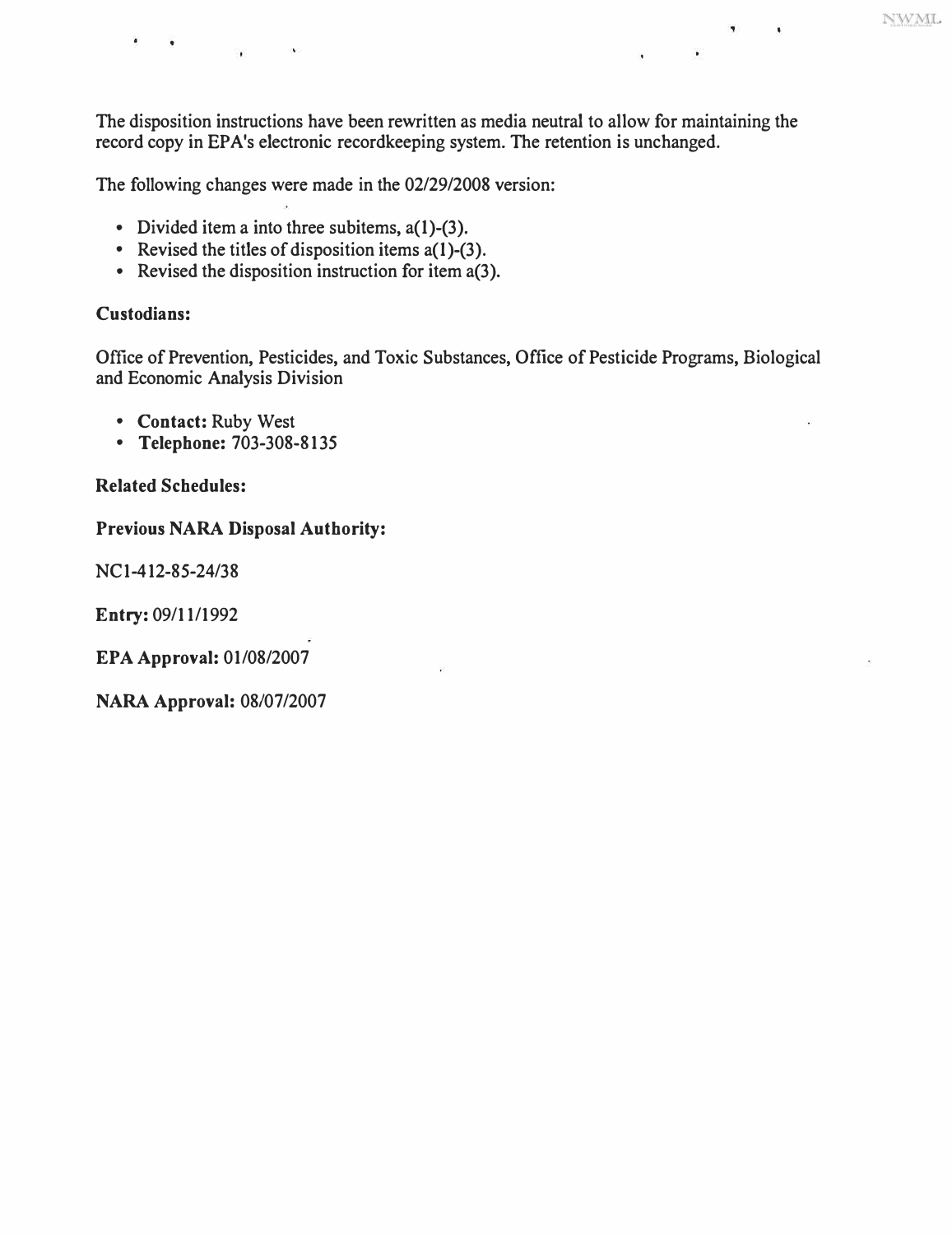The disposition instructions have been rewritten as media neutral to allow for maintaining the record copy in EPA's electronic recordkeeping system. The retention is unchanged.

The following changes were made in the 02/29/2008 version:

- Divided item a into three subitems, a(1)-(3).
- Revised the titles of disposition items a(1)-(3).
- Revised the disposition instruction for item a(3).

**Custodians:**

Office of Prevention, Pesticides, and Toxic Substances, Office of Pesticide Programs, Biological and Economic Analysis Division

- **Contact:** Ruby West
- **Telephone:** 703-308-8135

**Related Schedules:**

**Previous NARA Disposal Authority:**

NC1-412-85-24/38

**Entry:** 09/11/1992

**EPA Approval:** 01/08/2007

**NARA Approval:** 08/07/2007